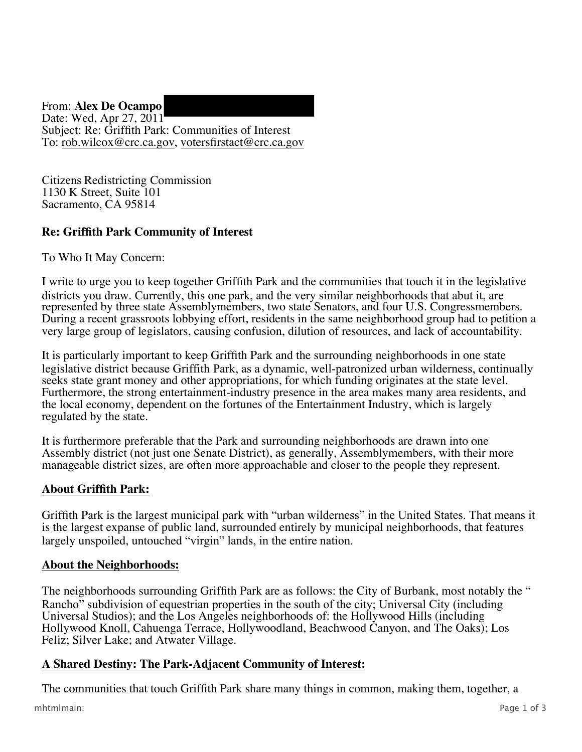From: **Alex De Ocampo**
Date: Wed, Apr 27, 2011
Subject: Re: Griffith Park: Communities of Interest
To: rob.wilcox@crc.ca.gov, votersfirstact@crc.ca.gov

Citizens Redistricting Commission
1130 K Street, Suite 101
Sacramento, CA 95814

**Re: Griffith Park Community of Interest**

To Who It May Concern:

I write to urge you to keep together Griffith Park and the communities that touch it in the legislative districts you draw. Currently, this one park, and the very similar neighborhoods that abut it, are represented by three state Assemblymembers, two state Senators, and four U.S. Congressmembers. During a recent grassroots lobbying effort, residents in the same neighborhood group had to petition a very large group of legislators, causing confusion, dilution of resources, and lack of accountability.

It is particularly important to keep Griffith Park and the surrounding neighborhoods in one state legislative district because Griffith Park, as a dynamic, well-patronized urban wilderness, continually seeks state grant money and other appropriations, for which funding originates at the state level. Furthermore, the strong entertainment-industry presence in the area makes many area residents, and the local economy, dependent on the fortunes of the Entertainment Industry, which is largely regulated by the state.

It is furthermore preferable that the Park and surrounding neighborhoods are drawn into one Assembly district (not just one Senate District), as generally, Assemblymembers, with their more manageable district sizes, are often more approachable and closer to the people they represent.

**<u>About Griffith Park:</u>**

Griffith Park is the largest municipal park with "urban wilderness" in the United States. That means it is the largest expanse of public land, surrounded entirely by municipal neighborhoods, that features largely unspoiled, untouched "virgin" lands, in the entire nation.

**<u>About the Neighborhoods:</u>**

The neighborhoods surrounding Griffith Park are as follows: the City of Burbank, most notably the " Rancho" subdivision of equestrian properties in the south of the city; Universal City (including Universal Studios); and the Los Angeles neighborhoods of: the Hollywood Hills (including Hollywood Knoll, Cahuenga Terrace, Hollywoodland, Beachwood Canyon, and The Oaks); Los Feliz; Silver Lake; and Atwater Village.

**<u>A Shared Destiny: The Park-Adjacent Community of Interest:</u>**

The communities that touch Griffith Park share many things in common, making them, together, a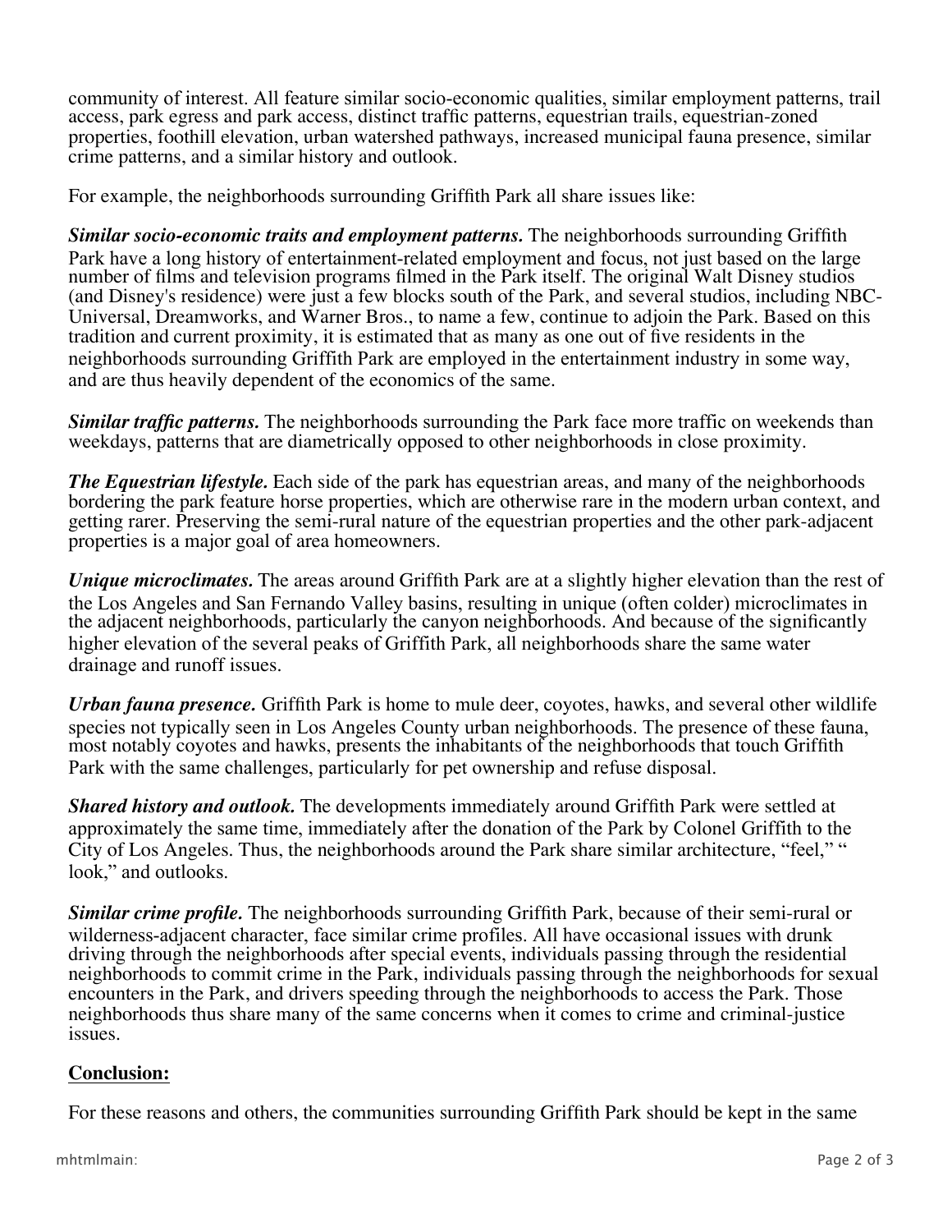community of interest. All feature similar socio-economic qualities, similar employment patterns, trail access, park egress and park access, distinct traffic patterns, equestrian trails, equestrian-zoned properties, foothill elevation, urban watershed pathways, increased municipal fauna presence, similar crime patterns, and a similar history and outlook.

For example, the neighborhoods surrounding Griffith Park all share issues like:

***Similar socio-economic traits and employment patterns.*** The neighborhoods surrounding Griffith Park have a long history of entertainment-related employment and focus, not just based on the large number of films and television programs filmed in the Park itself. The original Walt Disney studios (and Disney's residence) were just a few blocks south of the Park, and several studios, including NBC-Universal, Dreamworks, and Warner Bros., to name a few, continue to adjoin the Park. Based on this tradition and current proximity, it is estimated that as many as one out of five residents in the neighborhoods surrounding Griffith Park are employed in the entertainment industry in some way, and are thus heavily dependent of the economics of the same.

***Similar traffic patterns.*** The neighborhoods surrounding the Park face more traffic on weekends than weekdays, patterns that are diametrically opposed to other neighborhoods in close proximity.

***The Equestrian lifestyle.*** Each side of the park has equestrian areas, and many of the neighborhoods bordering the park feature horse properties, which are otherwise rare in the modern urban context, and getting rarer. Preserving the semi-rural nature of the equestrian properties and the other park-adjacent properties is a major goal of area homeowners.

***Unique microclimates.*** The areas around Griffith Park are at a slightly higher elevation than the rest of the Los Angeles and San Fernando Valley basins, resulting in unique (often colder) microclimates in the adjacent neighborhoods, particularly the canyon neighborhoods. And because of the significantly higher elevation of the several peaks of Griffith Park, all neighborhoods share the same water drainage and runoff issues.

***Urban fauna presence.*** Griffith Park is home to mule deer, coyotes, hawks, and several other wildlife species not typically seen in Los Angeles County urban neighborhoods. The presence of these fauna, most notably coyotes and hawks, presents the inhabitants of the neighborhoods that touch Griffith Park with the same challenges, particularly for pet ownership and refuse disposal.

***Shared history and outlook.*** The developments immediately around Griffith Park were settled at approximately the same time, immediately after the donation of the Park by Colonel Griffith to the City of Los Angeles. Thus, the neighborhoods around the Park share similar architecture, "feel," " look," and outlooks.

***Similar crime profile.*** The neighborhoods surrounding Griffith Park, because of their semi-rural or wilderness-adjacent character, face similar crime profiles. All have occasional issues with drunk driving through the neighborhoods after special events, individuals passing through the residential neighborhoods to commit crime in the Park, individuals passing through the neighborhoods for sexual encounters in the Park, and drivers speeding through the neighborhoods to access the Park. Those neighborhoods thus share many of the same concerns when it comes to crime and criminal-justice issues.

## Conclusion:

For these reasons and others, the communities surrounding Griffith Park should be kept in the same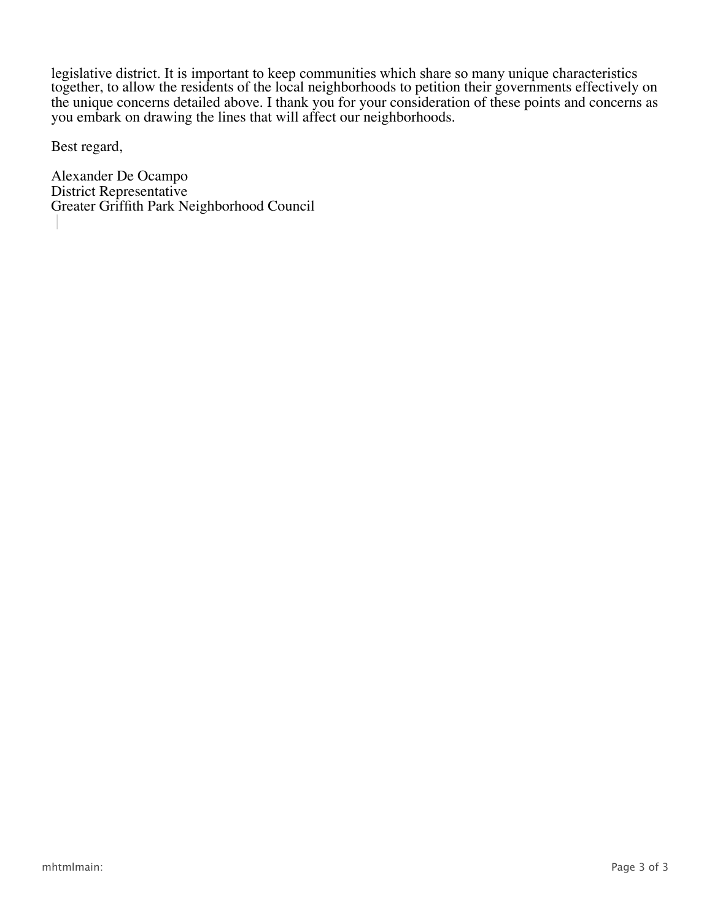legislative district. It is important to keep communities which share so many unique characteristics together, to allow the residents of the local neighborhoods to petition their governments effectively on the unique concerns detailed above. I thank you for your consideration of these points and concerns as you embark on drawing the lines that will affect our neighborhoods.

Best regard,

Alexander De Ocampo
District Representative
Greater Griffith Park Neighborhood Council